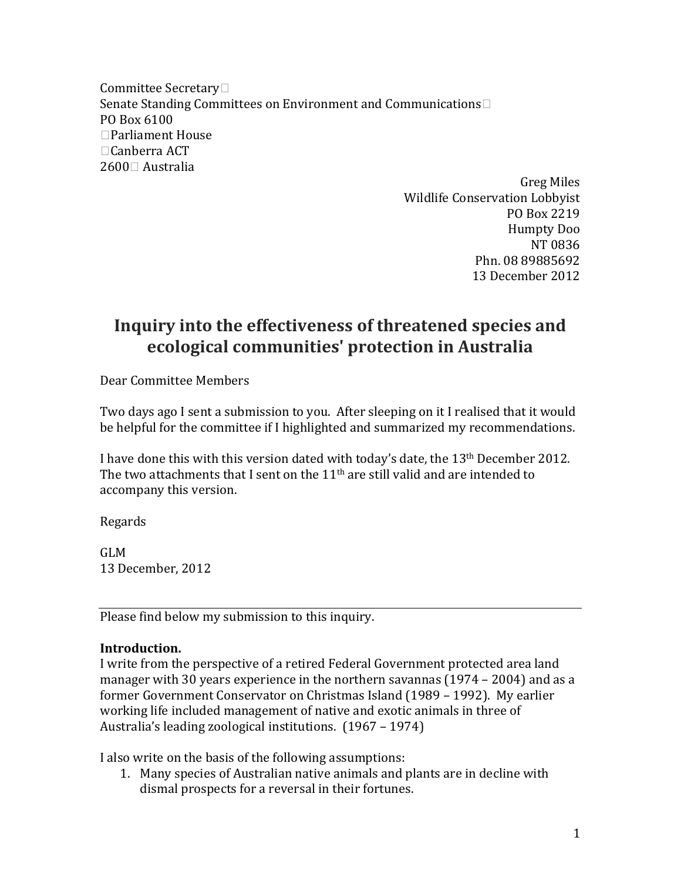Committee Secretary
Senate Standing Committees on Environment and Communications
PO Box 6100
Parliament House
Canberra ACT
2600 Australia

Greg Miles
Wildlife Conservation Lobbyist
PO Box 2219
Humpty Doo
NT 0836
Phn. 08 89885692
13 December 2012

# Inquiry into the effectiveness of threatened species and ecological communities' protection in Australia

Dear Committee Members

Two days ago I sent a submission to you. After sleeping on it I realised that it would be helpful for the committee if I highlighted and summarized my recommendations.

I have done this with this version dated with today's date, the 13th December 2012. The two attachments that I sent on the 11th are still valid and are intended to accompany this version.

Regards

GLM
13 December, 2012

---

Please find below my submission to this inquiry.

**Introduction.**
I write from the perspective of a retired Federal Government protected area land manager with 30 years experience in the northern savannas (1974 – 2004) and as a former Government Conservator on Christmas Island (1989 – 1992). My earlier working life included management of native and exotic animals in three of Australia's leading zoological institutions. (1967 – 1974)

I also write on the basis of the following assumptions:

1. Many species of Australian native animals and plants are in decline with dismal prospects for a reversal in their fortunes.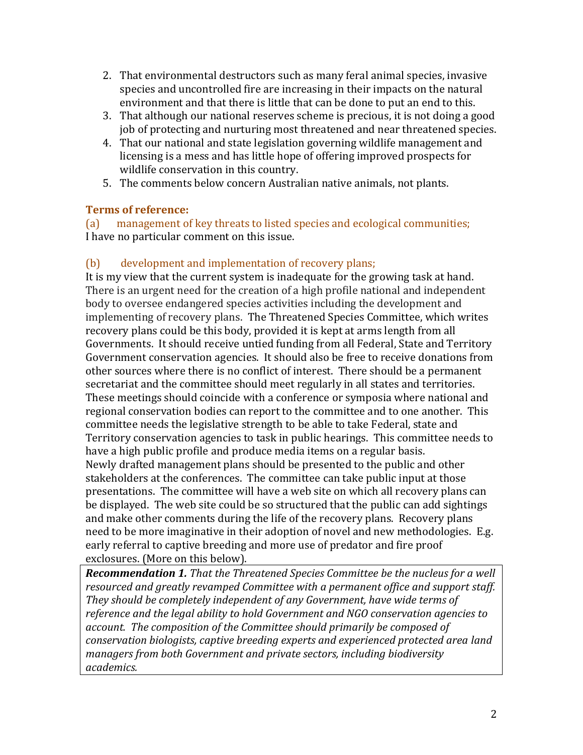2. That environmental destructors such as many feral animal species, invasive species and uncontrolled fire are increasing in their impacts on the natural environment and that there is little that can be done to put an end to this.
3. That although our national reserves scheme is precious, it is not doing a good job of protecting and nurturing most threatened and near threatened species.
4. That our national and state legislation governing wildlife management and licensing is a mess and has little hope of offering improved prospects for wildlife conservation in this country.
5. The comments below concern Australian native animals, not plants.

### Terms of reference:

(a) management of key threats to listed species and ecological communities;

I have no particular comment on this issue.

(b) development and implementation of recovery plans;

It is my view that the current system is inadequate for the growing task at hand. There is an urgent need for the creation of a high profile national and independent body to oversee endangered species activities including the development and implementing of recovery plans. The Threatened Species Committee, which writes recovery plans could be this body, provided it is kept at arms length from all Governments. It should receive untied funding from all Federal, State and Territory Government conservation agencies. It should also be free to receive donations from other sources where there is no conflict of interest. There should be a permanent secretariat and the committee should meet regularly in all states and territories. These meetings should coincide with a conference or symposia where national and regional conservation bodies can report to the committee and to one another. This committee needs the legislative strength to be able to take Federal, state and Territory conservation agencies to task in public hearings. This committee needs to have a high public profile and produce media items on a regular basis.
Newly drafted management plans should be presented to the public and other stakeholders at the conferences. The committee can take public input at those presentations. The committee will have a web site on which all recovery plans can be displayed. The web site could be so structured that the public can add sightings and make other comments during the life of the recovery plans. Recovery plans need to be more imaginative in their adoption of novel and new methodologies. E.g. early referral to captive breeding and more use of predator and fire proof exclosures. (More on this below).

***Recommendation 1.*** *That the Threatened Species Committee be the nucleus for a well resourced and greatly revamped Committee with a permanent office and support staff. They should be completely independent of any Government, have wide terms of reference and the legal ability to hold Government and NGO conservation agencies to account. The composition of the Committee should primarily be composed of conservation biologists, captive breeding experts and experienced protected area land managers from both Government and private sectors, including biodiversity academics.*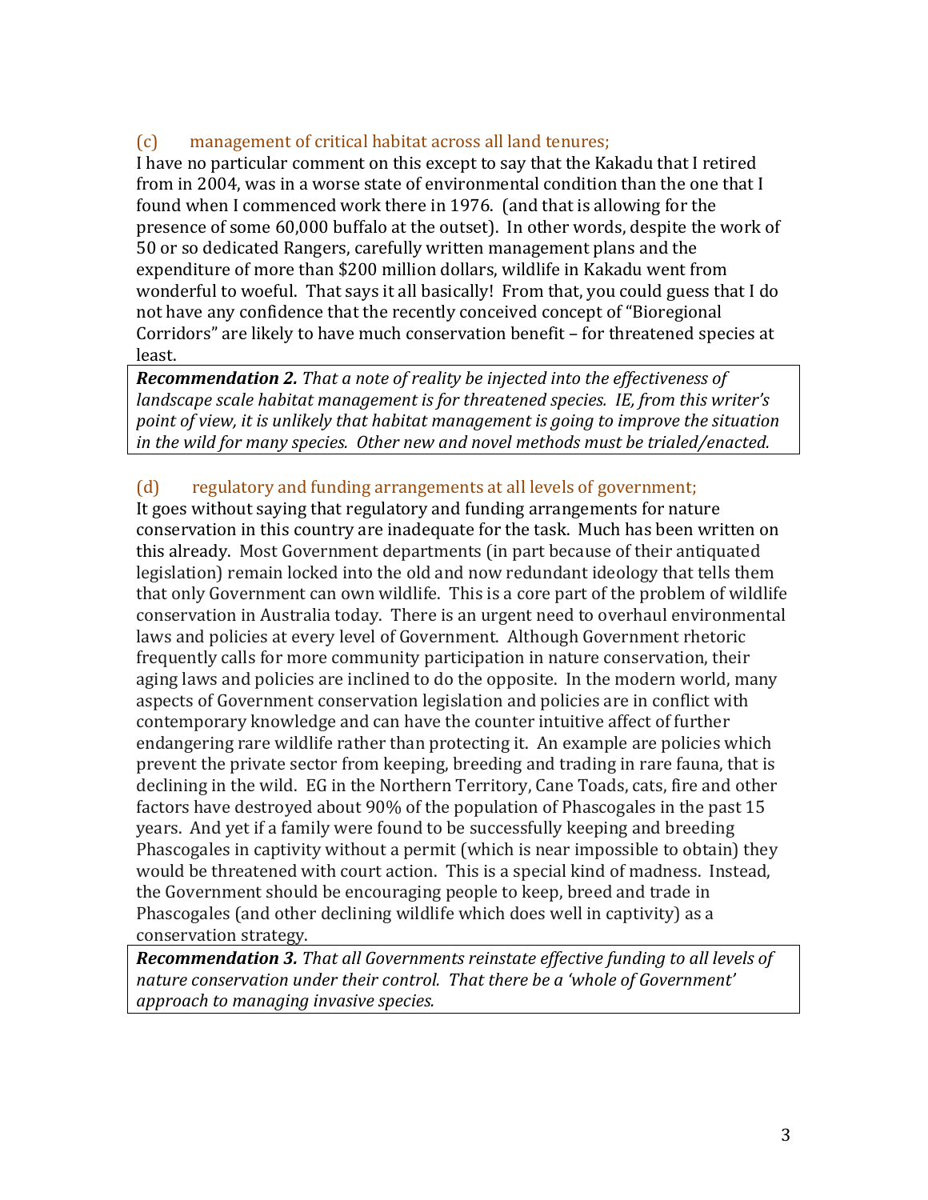### (c) management of critical habitat across all land tenures;

I have no particular comment on this except to say that the Kakadu that I retired from in 2004, was in a worse state of environmental condition than the one that I found when I commenced work there in 1976. (and that is allowing for the presence of some 60,000 buffalo at the outset). In other words, despite the work of 50 or so dedicated Rangers, carefully written management plans and the expenditure of more than $200 million dollars, wildlife in Kakadu went from wonderful to woeful. That says it all basically! From that, you could guess that I do not have any confidence that the recently conceived concept of "Bioregional Corridors" are likely to have much conservation benefit – for threatened species at least.

> ***Recommendation 2.*** *That a note of reality be injected into the effectiveness of landscape scale habitat management is for threatened species. IE, from this writer's point of view, it is unlikely that habitat management is going to improve the situation in the wild for many species. Other new and novel methods must be trialed/enacted.*

### (d) regulatory and funding arrangements at all levels of government;

It goes without saying that regulatory and funding arrangements for nature conservation in this country are inadequate for the task. Much has been written on this already. Most Government departments (in part because of their antiquated legislation) remain locked into the old and now redundant ideology that tells them that only Government can own wildlife. This is a core part of the problem of wildlife conservation in Australia today. There is an urgent need to overhaul environmental laws and policies at every level of Government. Although Government rhetoric frequently calls for more community participation in nature conservation, their aging laws and policies are inclined to do the opposite. In the modern world, many aspects of Government conservation legislation and policies are in conflict with contemporary knowledge and can have the counter intuitive affect of further endangering rare wildlife rather than protecting it. An example are policies which prevent the private sector from keeping, breeding and trading in rare fauna, that is declining in the wild. EG in the Northern Territory, Cane Toads, cats, fire and other factors have destroyed about 90% of the population of Phascogales in the past 15 years. And yet if a family were found to be successfully keeping and breeding Phascogales in captivity without a permit (which is near impossible to obtain) they would be threatened with court action. This is a special kind of madness. Instead, the Government should be encouraging people to keep, breed and trade in Phascogales (and other declining wildlife which does well in captivity) as a conservation strategy.

> ***Recommendation 3.*** *That all Governments reinstate effective funding to all levels of nature conservation under their control. That there be a 'whole of Government' approach to managing invasive species.*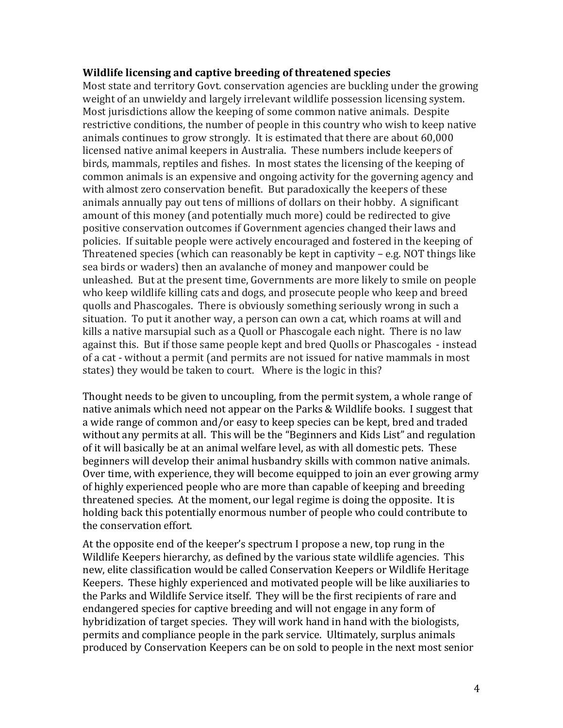**Wildlife licensing and captive breeding of threatened species**

Most state and territory Govt. conservation agencies are buckling under the growing weight of an unwieldy and largely irrelevant wildlife possession licensing system. Most jurisdictions allow the keeping of some common native animals. Despite restrictive conditions, the number of people in this country who wish to keep native animals continues to grow strongly. It is estimated that there are about 60,000 licensed native animal keepers in Australia. These numbers include keepers of birds, mammals, reptiles and fishes. In most states the licensing of the keeping of common animals is an expensive and ongoing activity for the governing agency and with almost zero conservation benefit. But paradoxically the keepers of these animals annually pay out tens of millions of dollars on their hobby. A significant amount of this money (and potentially much more) could be redirected to give positive conservation outcomes if Government agencies changed their laws and policies. If suitable people were actively encouraged and fostered in the keeping of Threatened species (which can reasonably be kept in captivity – e.g. NOT things like sea birds or waders) then an avalanche of money and manpower could be unleashed. But at the present time, Governments are more likely to smile on people who keep wildlife killing cats and dogs, and prosecute people who keep and breed quolls and Phascogales. There is obviously something seriously wrong in such a situation. To put it another way, a person can own a cat, which roams at will and kills a native marsupial such as a Quoll or Phascogale each night. There is no law against this. But if those same people kept and bred Quolls or Phascogales - instead of a cat - without a permit (and permits are not issued for native mammals in most states) they would be taken to court. Where is the logic in this?

Thought needs to be given to uncoupling, from the permit system, a whole range of native animals which need not appear on the Parks & Wildlife books. I suggest that a wide range of common and/or easy to keep species can be kept, bred and traded without any permits at all. This will be the "Beginners and Kids List" and regulation of it will basically be at an animal welfare level, as with all domestic pets. These beginners will develop their animal husbandry skills with common native animals. Over time, with experience, they will become equipped to join an ever growing army of highly experienced people who are more than capable of keeping and breeding threatened species. At the moment, our legal regime is doing the opposite. It is holding back this potentially enormous number of people who could contribute to the conservation effort.

At the opposite end of the keeper's spectrum I propose a new, top rung in the Wildlife Keepers hierarchy, as defined by the various state wildlife agencies. This new, elite classification would be called Conservation Keepers or Wildlife Heritage Keepers. These highly experienced and motivated people will be like auxiliaries to the Parks and Wildlife Service itself. They will be the first recipients of rare and endangered species for captive breeding and will not engage in any form of hybridization of target species. They will work hand in hand with the biologists, permits and compliance people in the park service. Ultimately, surplus animals produced by Conservation Keepers can be on sold to people in the next most senior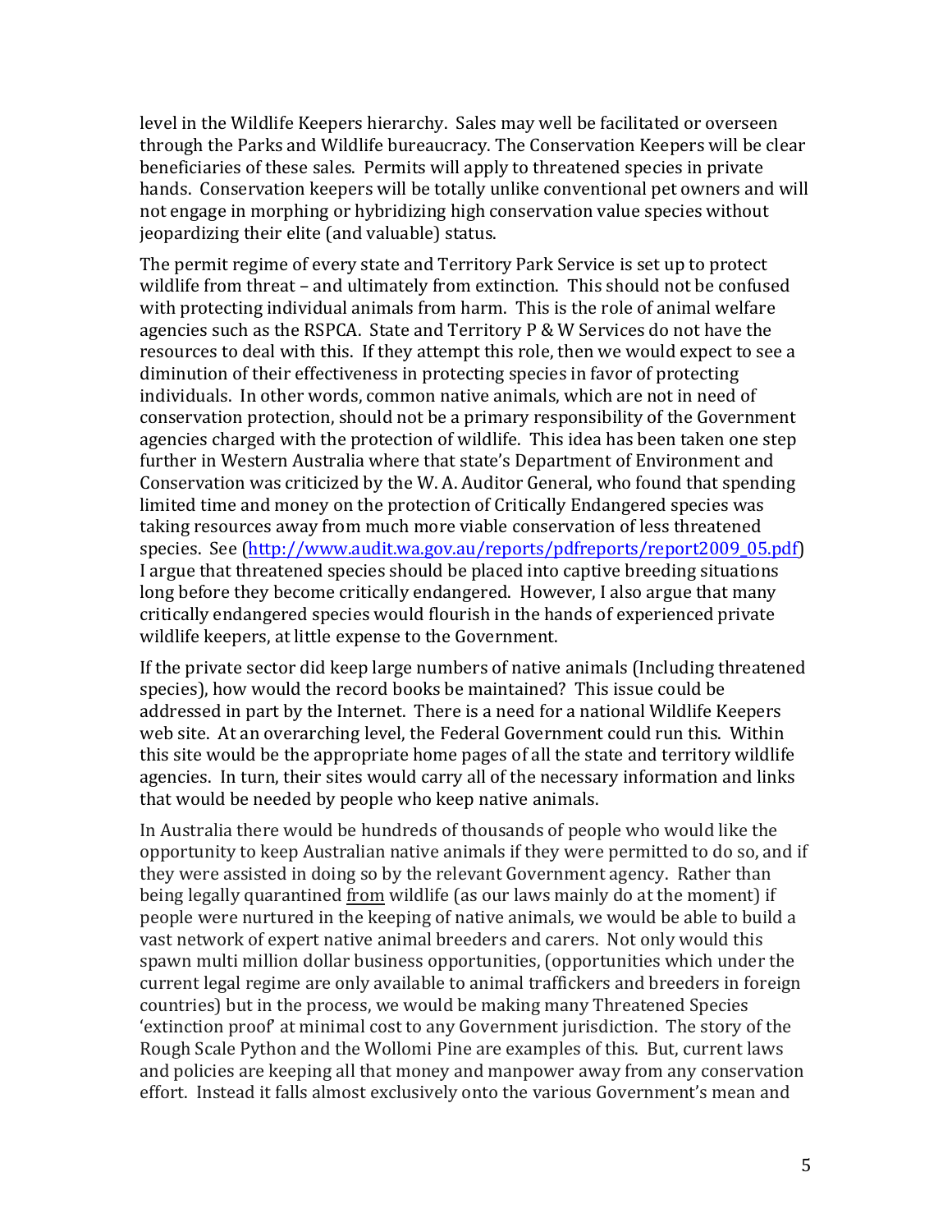level in the Wildlife Keepers hierarchy. Sales may well be facilitated or overseen through the Parks and Wildlife bureaucracy. The Conservation Keepers will be clear beneficiaries of these sales. Permits will apply to threatened species in private hands. Conservation keepers will be totally unlike conventional pet owners and will not engage in morphing or hybridizing high conservation value species without jeopardizing their elite (and valuable) status.

The permit regime of every state and Territory Park Service is set up to protect wildlife from threat – and ultimately from extinction. This should not be confused with protecting individual animals from harm. This is the role of animal welfare agencies such as the RSPCA. State and Territory P & W Services do not have the resources to deal with this. If they attempt this role, then we would expect to see a diminution of their effectiveness in protecting species in favor of protecting individuals. In other words, common native animals, which are not in need of conservation protection, should not be a primary responsibility of the Government agencies charged with the protection of wildlife. This idea has been taken one step further in Western Australia where that state's Department of Environment and Conservation was criticized by the W. A. Auditor General, who found that spending limited time and money on the protection of Critically Endangered species was taking resources away from much more viable conservation of less threatened species. See ([http://www.audit.wa.gov.au/reports/pdfreports/report2009_05.pdf](http://www.audit.wa.gov.au/reports/pdfreports/report2009_05.pdf)) I argue that threatened species should be placed into captive breeding situations long before they become critically endangered. However, I also argue that many critically endangered species would flourish in the hands of experienced private wildlife keepers, at little expense to the Government.

If the private sector did keep large numbers of native animals (Including threatened species), how would the record books be maintained? This issue could be addressed in part by the Internet. There is a need for a national Wildlife Keepers web site. At an overarching level, the Federal Government could run this. Within this site would be the appropriate home pages of all the state and territory wildlife agencies. In turn, their sites would carry all of the necessary information and links that would be needed by people who keep native animals.

In Australia there would be hundreds of thousands of people who would like the opportunity to keep Australian native animals if they were permitted to do so, and if they were assisted in doing so by the relevant Government agency. Rather than being legally quarantined <u>from</u> wildlife (as our laws mainly do at the moment) if people were nurtured in the keeping of native animals, we would be able to build a vast network of expert native animal breeders and carers. Not only would this spawn multi million dollar business opportunities, (opportunities which under the current legal regime are only available to animal traffickers and breeders in foreign countries) but in the process, we would be making many Threatened Species 'extinction proof' at minimal cost to any Government jurisdiction. The story of the Rough Scale Python and the Wollomi Pine are examples of this. But, current laws and policies are keeping all that money and manpower away from any conservation effort. Instead it falls almost exclusively onto the various Government's mean and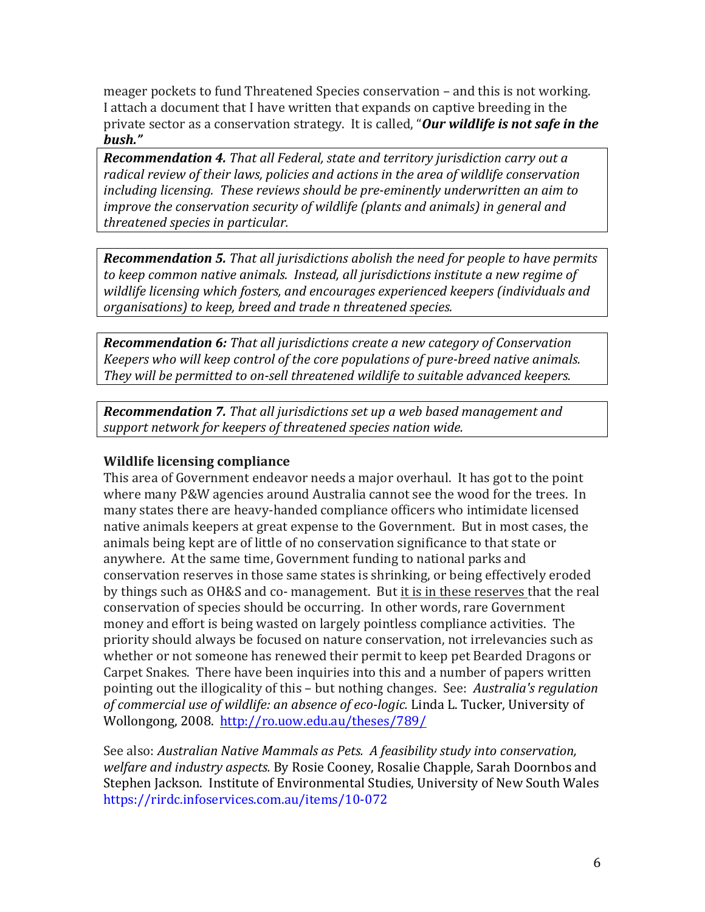meager pockets to fund Threatened Species conservation – and this is not working. I attach a document that I have written that expands on captive breeding in the private sector as a conservation strategy. It is called, "***Our wildlife is not safe in the bush."***

> ***Recommendation 4.*** *That all Federal, state and territory jurisdiction carry out a radical review of their laws, policies and actions in the area of wildlife conservation including licensing. These reviews should be pre-eminently underwritten an aim to improve the conservation security of wildlife (plants and animals) in general and threatened species in particular.*

> ***Recommendation 5.*** *That all jurisdictions abolish the need for people to have permits to keep common native animals. Instead, all jurisdictions institute a new regime of wildlife licensing which fosters, and encourages experienced keepers (individuals and organisations) to keep, breed and trade n threatened species.*

> ***Recommendation 6:*** *That all jurisdictions create a new category of Conservation Keepers who will keep control of the core populations of pure-breed native animals. They will be permitted to on-sell threatened wildlife to suitable advanced keepers.*

> ***Recommendation 7.*** *That all jurisdictions set up a web based management and support network for keepers of threatened species nation wide.*

**Wildlife licensing compliance**

This area of Government endeavor needs a major overhaul. It has got to the point where many P&W agencies around Australia cannot see the wood for the trees. In many states there are heavy-handed compliance officers who intimidate licensed native animals keepers at great expense to the Government. But in most cases, the animals being kept are of little of no conservation significance to that state or anywhere. At the same time, Government funding to national parks and conservation reserves in those same states is shrinking, or being effectively eroded by things such as OH&S and co- management. But <u>it is in these reserves</u> that the real conservation of species should be occurring. In other words, rare Government money and effort is being wasted on largely pointless compliance activities. The priority should always be focused on nature conservation, not irrelevancies such as whether or not someone has renewed their permit to keep pet Bearded Dragons or Carpet Snakes. There have been inquiries into this and a number of papers written pointing out the illogicality of this – but nothing changes. See: *Australia's regulation of commercial use of wildlife: an absence of eco-logic.* Linda L. Tucker, University of Wollongong, 2008. http://ro.uow.edu.au/theses/789/

See also: *Australian Native Mammals as Pets. A feasibility study into conservation, welfare and industry aspects.* By Rosie Cooney, Rosalie Chapple, Sarah Doornbos and Stephen Jackson. Institute of Environmental Studies, University of New South Wales https://rirdc.infoservices.com.au/items/10-072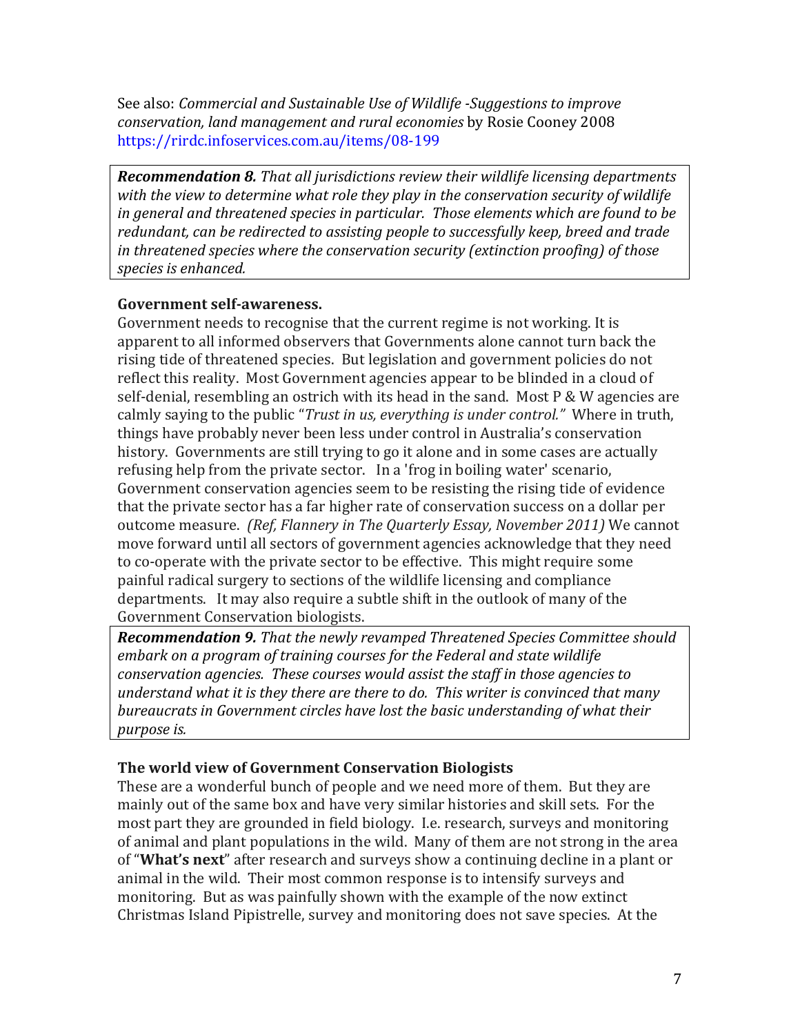See also: *Commercial and Sustainable Use of Wildlife -Suggestions to improve conservation, land management and rural economies* by Rosie Cooney 2008 https://rirdc.infoservices.com.au/items/08-199

> ***Recommendation 8.*** *That all jurisdictions review their wildlife licensing departments with the view to determine what role they play in the conservation security of wildlife in general and threatened species in particular. Those elements which are found to be redundant, can be redirected to assisting people to successfully keep, breed and trade in threatened species where the conservation security (extinction proofing) of those species is enhanced.*

### Government self-awareness.

Government needs to recognise that the current regime is not working. It is apparent to all informed observers that Governments alone cannot turn back the rising tide of threatened species. But legislation and government policies do not reflect this reality. Most Government agencies appear to be blinded in a cloud of self-denial, resembling an ostrich with its head in the sand. Most P & W agencies are calmly saying to the public "*Trust in us, everything is under control.*" Where in truth, things have probably never been less under control in Australia's conservation history. Governments are still trying to go it alone and in some cases are actually refusing help from the private sector. In a 'frog in boiling water' scenario, Government conservation agencies seem to be resisting the rising tide of evidence that the private sector has a far higher rate of conservation success on a dollar per outcome measure. *(Ref, Flannery in The Quarterly Essay, November 2011)* We cannot move forward until all sectors of government agencies acknowledge that they need to co-operate with the private sector to be effective. This might require some painful radical surgery to sections of the wildlife licensing and compliance departments. It may also require a subtle shift in the outlook of many of the Government Conservation biologists.

> ***Recommendation 9.*** *That the newly revamped Threatened Species Committee should embark on a program of training courses for the Federal and state wildlife conservation agencies. These courses would assist the staff in those agencies to understand what it is they there are there to do. This writer is convinced that many bureaucrats in Government circles have lost the basic understanding of what their purpose is.*

### The world view of Government Conservation Biologists

These are a wonderful bunch of people and we need more of them. But they are mainly out of the same box and have very similar histories and skill sets. For the most part they are grounded in field biology. I.e. research, surveys and monitoring of animal and plant populations in the wild. Many of them are not strong in the area of "**What's next**" after research and surveys show a continuing decline in a plant or animal in the wild. Their most common response is to intensify surveys and monitoring. But as was painfully shown with the example of the now extinct Christmas Island Pipistrelle, survey and monitoring does not save species. At the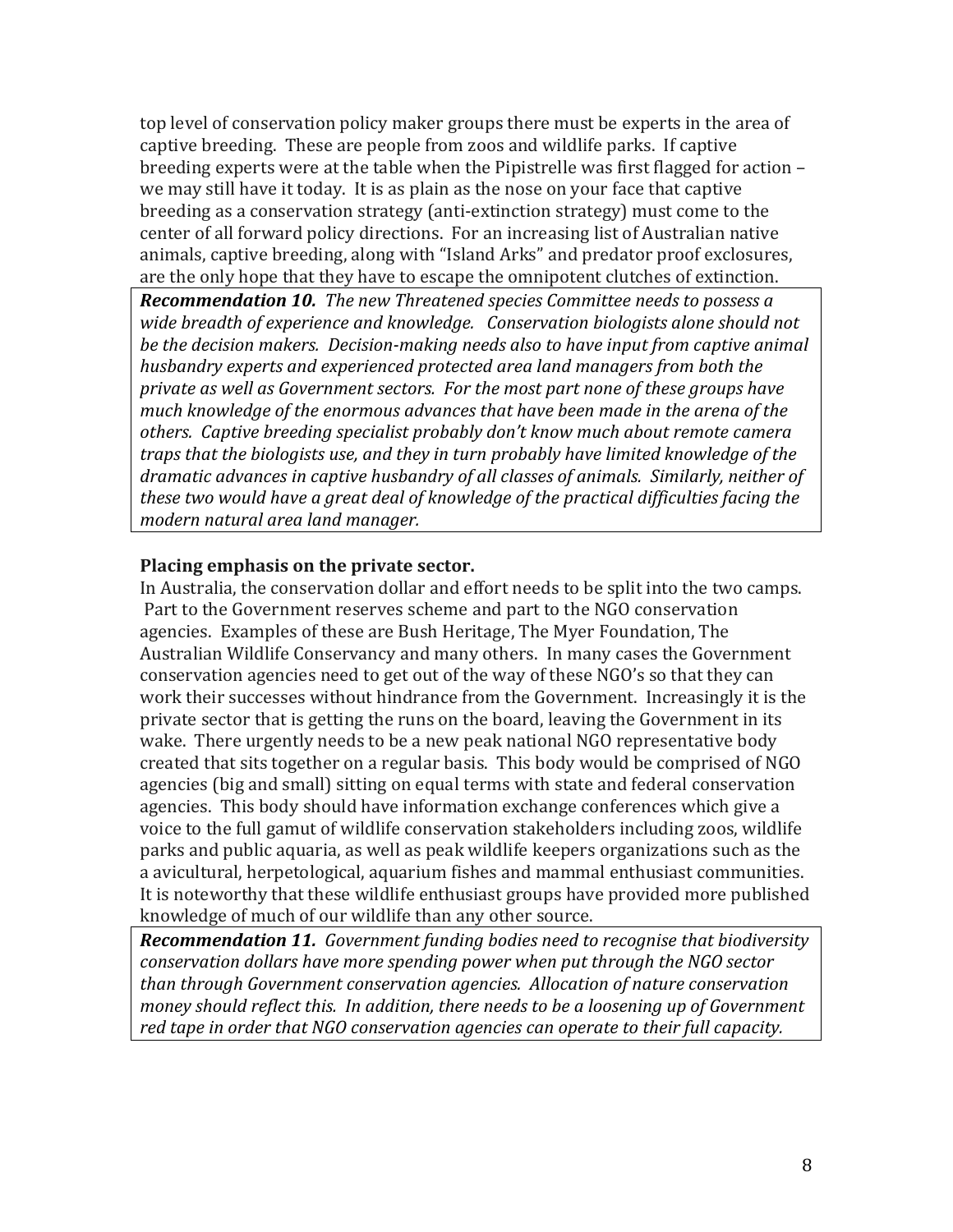top level of conservation policy maker groups there must be experts in the area of captive breeding. These are people from zoos and wildlife parks. If captive breeding experts were at the table when the Pipistrelle was first flagged for action – we may still have it today. It is as plain as the nose on your face that captive breeding as a conservation strategy (anti-extinction strategy) must come to the center of all forward policy directions. For an increasing list of Australian native animals, captive breeding, along with "Island Arks" and predator proof exclosures, are the only hope that they have to escape the omnipotent clutches of extinction.

***Recommendation 10.*** *The new Threatened species Committee needs to possess a wide breadth of experience and knowledge. Conservation biologists alone should not be the decision makers. Decision-making needs also to have input from captive animal husbandry experts and experienced protected area land managers from both the private as well as Government sectors. For the most part none of these groups have much knowledge of the enormous advances that have been made in the arena of the others. Captive breeding specialist probably don't know much about remote camera traps that the biologists use, and they in turn probably have limited knowledge of the dramatic advances in captive husbandry of all classes of animals. Similarly, neither of these two would have a great deal of knowledge of the practical difficulties facing the modern natural area land manager.*

**Placing emphasis on the private sector.**

In Australia, the conservation dollar and effort needs to be split into the two camps. Part to the Government reserves scheme and part to the NGO conservation agencies. Examples of these are Bush Heritage, The Myer Foundation, The Australian Wildlife Conservancy and many others. In many cases the Government conservation agencies need to get out of the way of these NGO's so that they can work their successes without hindrance from the Government. Increasingly it is the private sector that is getting the runs on the board, leaving the Government in its wake. There urgently needs to be a new peak national NGO representative body created that sits together on a regular basis. This body would be comprised of NGO agencies (big and small) sitting on equal terms with state and federal conservation agencies. This body should have information exchange conferences which give a voice to the full gamut of wildlife conservation stakeholders including zoos, wildlife parks and public aquaria, as well as peak wildlife keepers organizations such as the a avicultural, herpetological, aquarium fishes and mammal enthusiast communities. It is noteworthy that these wildlife enthusiast groups have provided more published knowledge of much of our wildlife than any other source.

***Recommendation 11.*** *Government funding bodies need to recognise that biodiversity conservation dollars have more spending power when put through the NGO sector than through Government conservation agencies. Allocation of nature conservation money should reflect this. In addition, there needs to be a loosening up of Government red tape in order that NGO conservation agencies can operate to their full capacity.*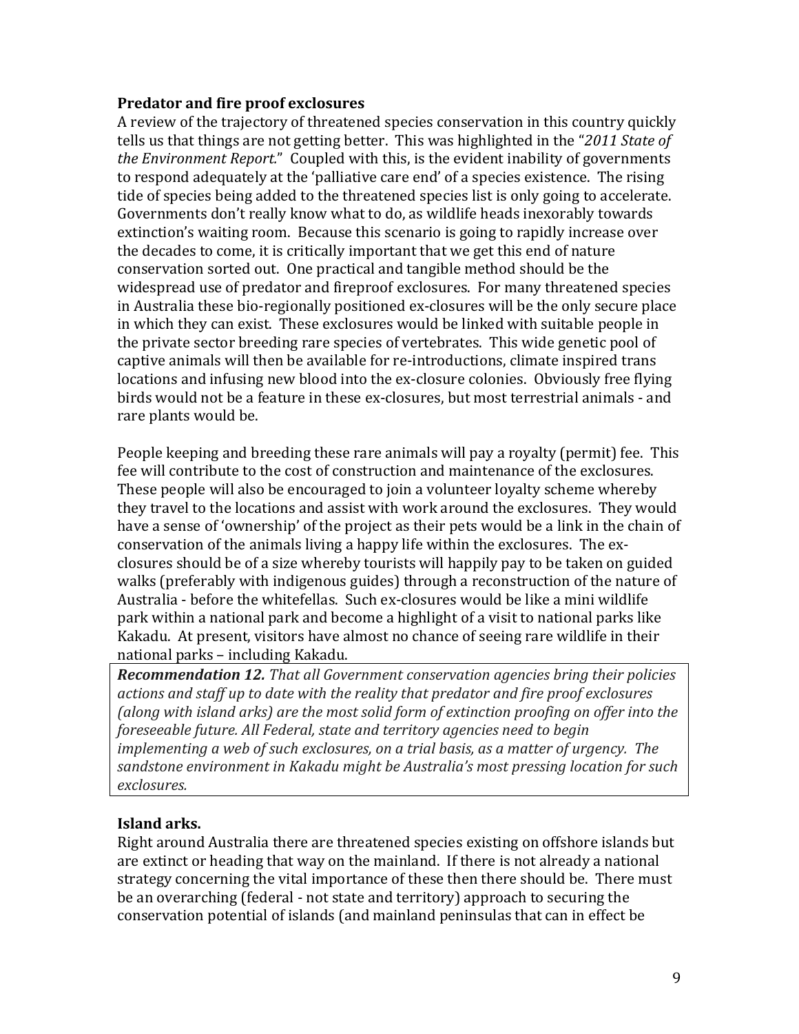**Predator and fire proof exclosures**

A review of the trajectory of threatened species conservation in this country quickly tells us that things are not getting better. This was highlighted in the "*2011 State of the Environment Report*." Coupled with this, is the evident inability of governments to respond adequately at the 'palliative care end' of a species existence. The rising tide of species being added to the threatened species list is only going to accelerate. Governments don't really know what to do, as wildlife heads inexorably towards extinction's waiting room. Because this scenario is going to rapidly increase over the decades to come, it is critically important that we get this end of nature conservation sorted out. One practical and tangible method should be the widespread use of predator and fireproof exclosures. For many threatened species in Australia these bio-regionally positioned ex-closures will be the only secure place in which they can exist. These exclosures would be linked with suitable people in the private sector breeding rare species of vertebrates. This wide genetic pool of captive animals will then be available for re-introductions, climate inspired trans locations and infusing new blood into the ex-closure colonies. Obviously free flying birds would not be a feature in these ex-closures, but most terrestrial animals - and rare plants would be.

People keeping and breeding these rare animals will pay a royalty (permit) fee. This fee will contribute to the cost of construction and maintenance of the exclosures. These people will also be encouraged to join a volunteer loyalty scheme whereby they travel to the locations and assist with work around the exclosures. They would have a sense of 'ownership' of the project as their pets would be a link in the chain of conservation of the animals living a happy life within the exclosures. The ex-closures should be of a size whereby tourists will happily pay to be taken on guided walks (preferably with indigenous guides) through a reconstruction of the nature of Australia - before the whitefellas. Such ex-closures would be like a mini wildlife park within a national park and become a highlight of a visit to national parks like Kakadu. At present, visitors have almost no chance of seeing rare wildlife in their national parks – including Kakadu.

> ***Recommendation 12.*** *That all Government conservation agencies bring their policies actions and staff up to date with the reality that predator and fire proof exclosures (along with island arks) are the most solid form of extinction proofing on offer into the foreseeable future. All Federal, state and territory agencies need to begin implementing a web of such exclosures, on a trial basis, as a matter of urgency. The sandstone environment in Kakadu might be Australia's most pressing location for such exclosures.*

**Island arks.**

Right around Australia there are threatened species existing on offshore islands but are extinct or heading that way on the mainland. If there is not already a national strategy concerning the vital importance of these then there should be. There must be an overarching (federal - not state and territory) approach to securing the conservation potential of islands (and mainland peninsulas that can in effect be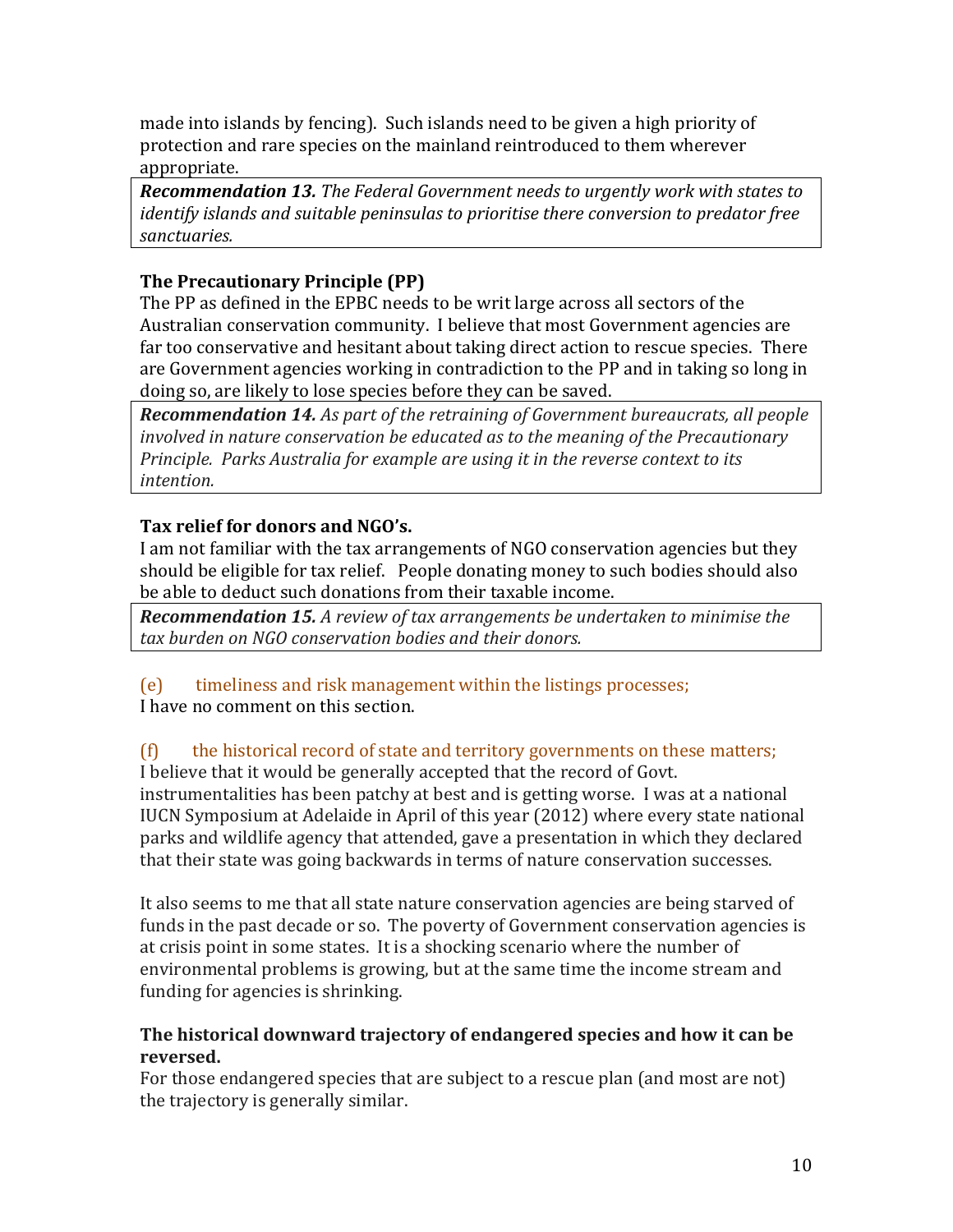made into islands by fencing). Such islands need to be given a high priority of protection and rare species on the mainland reintroduced to them wherever appropriate.

***Recommendation 13.*** *The Federal Government needs to urgently work with states to identify islands and suitable peninsulas to prioritise there conversion to predator free sanctuaries.*

**The Precautionary Principle (PP)**

The PP as defined in the EPBC needs to be writ large across all sectors of the Australian conservation community. I believe that most Government agencies are far too conservative and hesitant about taking direct action to rescue species. There are Government agencies working in contradiction to the PP and in taking so long in doing so, are likely to lose species before they can be saved.

***Recommendation 14.*** *As part of the retraining of Government bureaucrats, all people involved in nature conservation be educated as to the meaning of the Precautionary Principle. Parks Australia for example are using it in the reverse context to its intention.*

**Tax relief for donors and NGO's.**

I am not familiar with the tax arrangements of NGO conservation agencies but they should be eligible for tax relief. People donating money to such bodies should also be able to deduct such donations from their taxable income.

***Recommendation 15.*** *A review of tax arrangements be undertaken to minimise the tax burden on NGO conservation bodies and their donors.*

(e) timeliness and risk management within the listings processes;

I have no comment on this section.

(f) the historical record of state and territory governments on these matters;

I believe that it would be generally accepted that the record of Govt. instrumentalities has been patchy at best and is getting worse. I was at a national IUCN Symposium at Adelaide in April of this year (2012) where every state national parks and wildlife agency that attended, gave a presentation in which they declared that their state was going backwards in terms of nature conservation successes.

It also seems to me that all state nature conservation agencies are being starved of funds in the past decade or so. The poverty of Government conservation agencies is at crisis point in some states. It is a shocking scenario where the number of environmental problems is growing, but at the same time the income stream and funding for agencies is shrinking.

**The historical downward trajectory of endangered species and how it can be reversed.**

For those endangered species that are subject to a rescue plan (and most are not) the trajectory is generally similar.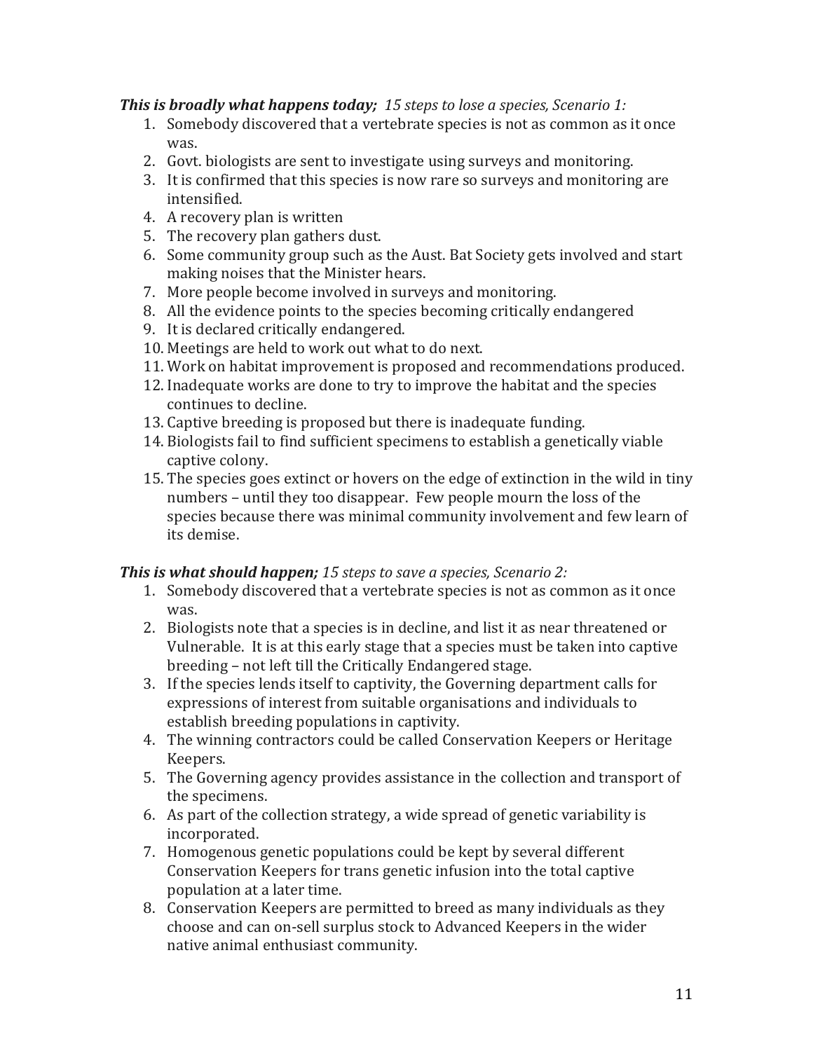***This is broadly what happens today;*** *15 steps to lose a species, Scenario 1:*

1. Somebody discovered that a vertebrate species is not as common as it once was.
2. Govt. biologists are sent to investigate using surveys and monitoring.
3. It is confirmed that this species is now rare so surveys and monitoring are intensified.
4. A recovery plan is written
5. The recovery plan gathers dust.
6. Some community group such as the Aust. Bat Society gets involved and start making noises that the Minister hears.
7. More people become involved in surveys and monitoring.
8. All the evidence points to the species becoming critically endangered
9. It is declared critically endangered.
10. Meetings are held to work out what to do next.
11. Work on habitat improvement is proposed and recommendations produced.
12. Inadequate works are done to try to improve the habitat and the species continues to decline.
13. Captive breeding is proposed but there is inadequate funding.
14. Biologists fail to find sufficient specimens to establish a genetically viable captive colony.
15. The species goes extinct or hovers on the edge of extinction in the wild in tiny numbers – until they too disappear. Few people mourn the loss of the species because there was minimal community involvement and few learn of its demise.

***This is what should happen;*** *15 steps to save a species, Scenario 2:*

1. Somebody discovered that a vertebrate species is not as common as it once was.
2. Biologists note that a species is in decline, and list it as near threatened or Vulnerable. It is at this early stage that a species must be taken into captive breeding – not left till the Critically Endangered stage.
3. If the species lends itself to captivity, the Governing department calls for expressions of interest from suitable organisations and individuals to establish breeding populations in captivity.
4. The winning contractors could be called Conservation Keepers or Heritage Keepers.
5. The Governing agency provides assistance in the collection and transport of the specimens.
6. As part of the collection strategy, a wide spread of genetic variability is incorporated.
7. Homogenous genetic populations could be kept by several different Conservation Keepers for trans genetic infusion into the total captive population at a later time.
8. Conservation Keepers are permitted to breed as many individuals as they choose and can on-sell surplus stock to Advanced Keepers in the wider native animal enthusiast community.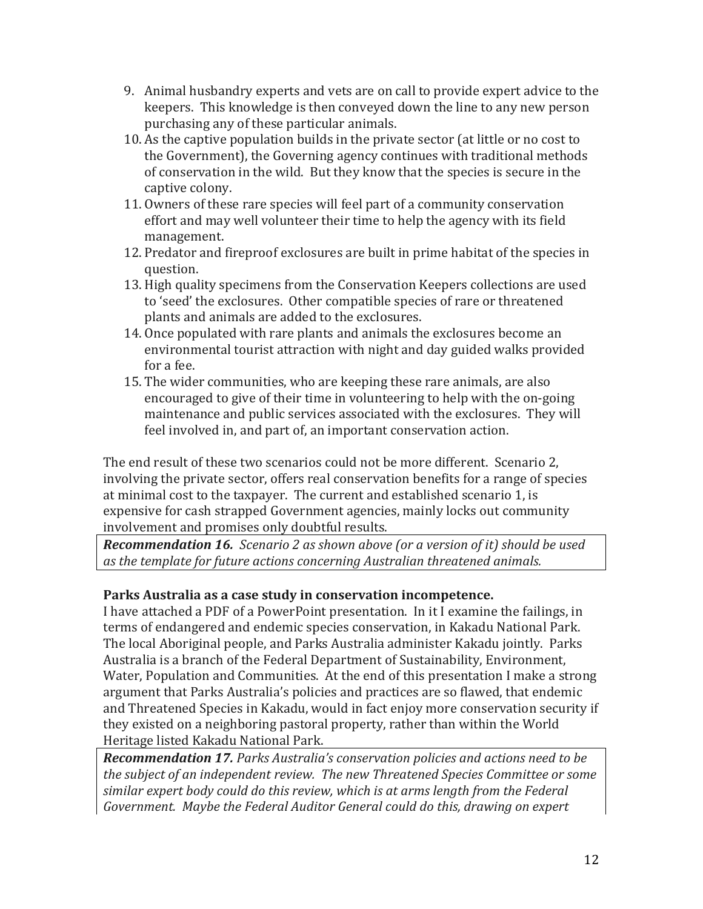9. Animal husbandry experts and vets are on call to provide expert advice to the keepers. This knowledge is then conveyed down the line to any new person purchasing any of these particular animals.
10. As the captive population builds in the private sector (at little or no cost to the Government), the Governing agency continues with traditional methods of conservation in the wild. But they know that the species is secure in the captive colony.
11. Owners of these rare species will feel part of a community conservation effort and may well volunteer their time to help the agency with its field management.
12. Predator and fireproof exclosures are built in prime habitat of the species in question.
13. High quality specimens from the Conservation Keepers collections are used to 'seed' the exclosures. Other compatible species of rare or threatened plants and animals are added to the exclosures.
14. Once populated with rare plants and animals the exclosures become an environmental tourist attraction with night and day guided walks provided for a fee.
15. The wider communities, who are keeping these rare animals, are also encouraged to give of their time in volunteering to help with the on-going maintenance and public services associated with the exclosures. They will feel involved in, and part of, an important conservation action.

The end result of these two scenarios could not be more different. Scenario 2, involving the private sector, offers real conservation benefits for a range of species at minimal cost to the taxpayer. The current and established scenario 1, is expensive for cash strapped Government agencies, mainly locks out community involvement and promises only doubtful results.

***Recommendation 16.*** *Scenario 2 as shown above (or a version of it) should be used as the template for future actions concerning Australian threatened animals.*

**Parks Australia as a case study in conservation incompetence.**

I have attached a PDF of a PowerPoint presentation. In it I examine the failings, in terms of endangered and endemic species conservation, in Kakadu National Park. The local Aboriginal people, and Parks Australia administer Kakadu jointly. Parks Australia is a branch of the Federal Department of Sustainability, Environment, Water, Population and Communities. At the end of this presentation I make a strong argument that Parks Australia's policies and practices are so flawed, that endemic and Threatened Species in Kakadu, would in fact enjoy more conservation security if they existed on a neighboring pastoral property, rather than within the World Heritage listed Kakadu National Park.

***Recommendation 17.*** *Parks Australia's conservation policies and actions need to be the subject of an independent review. The new Threatened Species Committee or some similar expert body could do this review, which is at arms length from the Federal Government. Maybe the Federal Auditor General could do this, drawing on expert*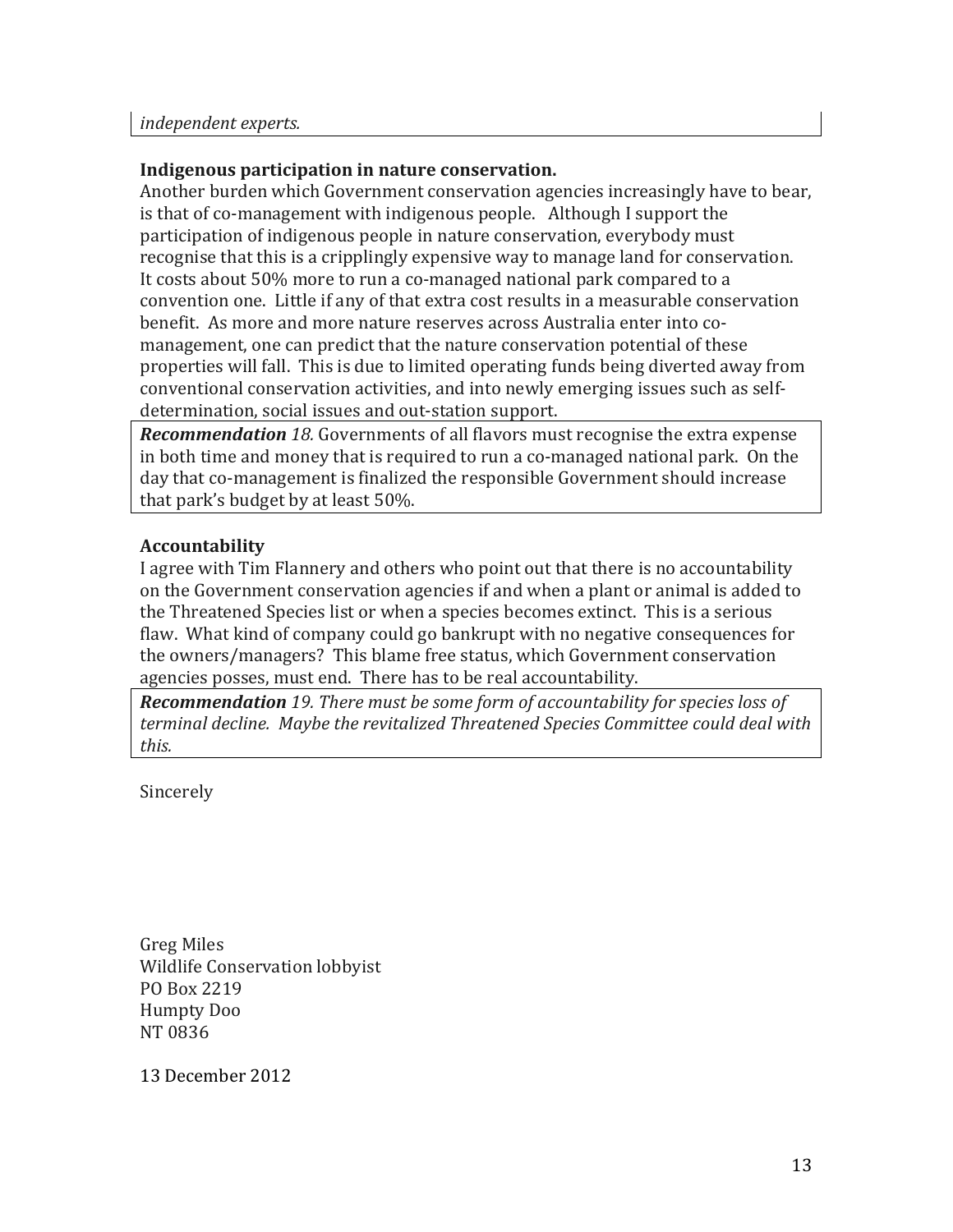*independent experts.*

**Indigenous participation in nature conservation.**

Another burden which Government conservation agencies increasingly have to bear, is that of co-management with indigenous people. Although I support the participation of indigenous people in nature conservation, everybody must recognise that this is a cripplingly expensive way to manage land for conservation. It costs about 50% more to run a co-managed national park compared to a convention one. Little if any of that extra cost results in a measurable conservation benefit. As more and more nature reserves across Australia enter into co-management, one can predict that the nature conservation potential of these properties will fall. This is due to limited operating funds being diverted away from conventional conservation activities, and into newly emerging issues such as self-determination, social issues and out-station support.

***Recommendation** 18.* Governments of all flavors must recognise the extra expense in both time and money that is required to run a co-managed national park. On the day that co-management is finalized the responsible Government should increase that park's budget by at least 50%.

**Accountability**

I agree with Tim Flannery and others who point out that there is no accountability on the Government conservation agencies if and when a plant or animal is added to the Threatened Species list or when a species becomes extinct. This is a serious flaw. What kind of company could go bankrupt with no negative consequences for the owners/managers? This blame free status, which Government conservation agencies posses, must end. There has to be real accountability.

***Recommendation** 19. There must be some form of accountability for species loss of terminal decline. Maybe the revitalized Threatened Species Committee could deal with this.*

Sincerely

Greg Miles
Wildlife Conservation lobbyist
PO Box 2219
Humpty Doo
NT 0836

13 December 2012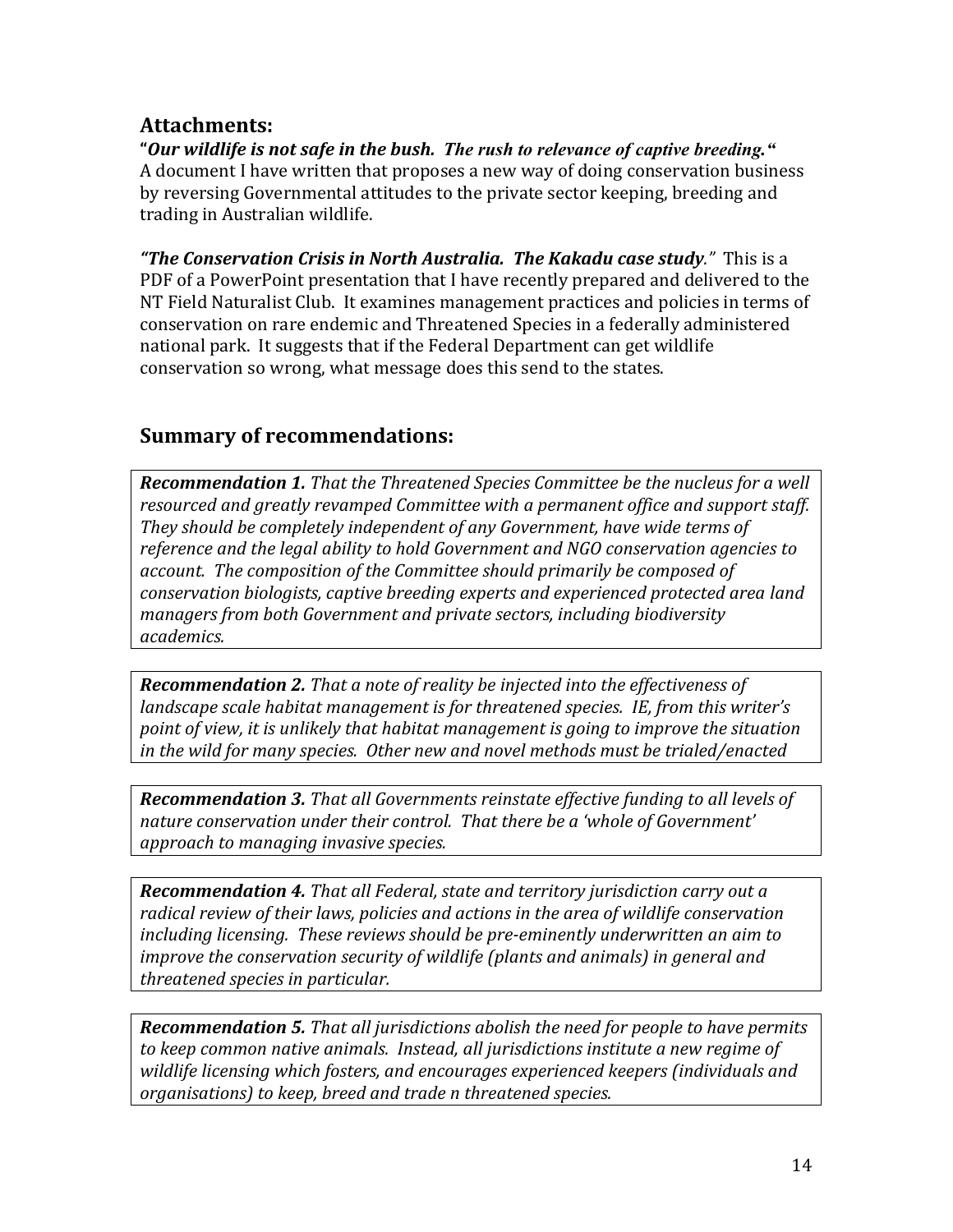## Attachments:

**"*Our wildlife is not safe in the bush. The rush to relevance of captive breeding.*"**
A document I have written that proposes a new way of doing conservation business by reversing Governmental attitudes to the private sector keeping, breeding and trading in Australian wildlife.

***"The Conservation Crisis in North Australia. The Kakadu case study."*** This is a PDF of a PowerPoint presentation that I have recently prepared and delivered to the NT Field Naturalist Club. It examines management practices and policies in terms of conservation on rare endemic and Threatened Species in a federally administered national park. It suggests that if the Federal Department can get wildlife conservation so wrong, what message does this send to the states.

## Summary of recommendations:

***Recommendation 1.*** *That the Threatened Species Committee be the nucleus for a well resourced and greatly revamped Committee with a permanent office and support staff. They should be completely independent of any Government, have wide terms of reference and the legal ability to hold Government and NGO conservation agencies to account. The composition of the Committee should primarily be composed of conservation biologists, captive breeding experts and experienced protected area land managers from both Government and private sectors, including biodiversity academics.*

***Recommendation 2.*** *That a note of reality be injected into the effectiveness of landscape scale habitat management is for threatened species. IE, from this writer's point of view, it is unlikely that habitat management is going to improve the situation in the wild for many species. Other new and novel methods must be trialed/enacted*

***Recommendation 3.*** *That all Governments reinstate effective funding to all levels of nature conservation under their control. That there be a 'whole of Government' approach to managing invasive species.*

***Recommendation 4.*** *That all Federal, state and territory jurisdiction carry out a radical review of their laws, policies and actions in the area of wildlife conservation including licensing. These reviews should be pre-eminently underwritten an aim to improve the conservation security of wildlife (plants and animals) in general and threatened species in particular.*

***Recommendation 5.*** *That all jurisdictions abolish the need for people to have permits to keep common native animals. Instead, all jurisdictions institute a new regime of wildlife licensing which fosters, and encourages experienced keepers (individuals and organisations) to keep, breed and trade n threatened species.*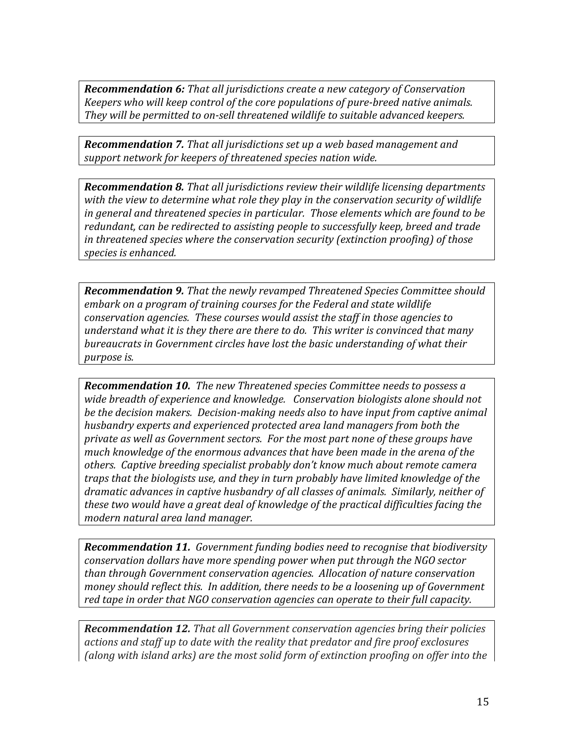***Recommendation 6:** That all jurisdictions create a new category of Conservation Keepers who will keep control of the core populations of pure-breed native animals. They will be permitted to on-sell threatened wildlife to suitable advanced keepers.*

***Recommendation 7.** That all jurisdictions set up a web based management and support network for keepers of threatened species nation wide.*

***Recommendation 8.** That all jurisdictions review their wildlife licensing departments with the view to determine what role they play in the conservation security of wildlife in general and threatened species in particular. Those elements which are found to be redundant, can be redirected to assisting people to successfully keep, breed and trade in threatened species where the conservation security (extinction proofing) of those species is enhanced.*

***Recommendation 9.** That the newly revamped Threatened Species Committee should embark on a program of training courses for the Federal and state wildlife conservation agencies. These courses would assist the staff in those agencies to understand what it is they there are there to do. This writer is convinced that many bureaucrats in Government circles have lost the basic understanding of what their purpose is.*

***Recommendation 10.** The new Threatened species Committee needs to possess a wide breadth of experience and knowledge. Conservation biologists alone should not be the decision makers. Decision-making needs also to have input from captive animal husbandry experts and experienced protected area land managers from both the private as well as Government sectors. For the most part none of these groups have much knowledge of the enormous advances that have been made in the arena of the others. Captive breeding specialist probably don't know much about remote camera traps that the biologists use, and they in turn probably have limited knowledge of the dramatic advances in captive husbandry of all classes of animals. Similarly, neither of these two would have a great deal of knowledge of the practical difficulties facing the modern natural area land manager.*

***Recommendation 11.** Government funding bodies need to recognise that biodiversity conservation dollars have more spending power when put through the NGO sector than through Government conservation agencies. Allocation of nature conservation money should reflect this. In addition, there needs to be a loosening up of Government red tape in order that NGO conservation agencies can operate to their full capacity.*

***Recommendation 12.** That all Government conservation agencies bring their policies actions and staff up to date with the reality that predator and fire proof exclosures (along with island arks) are the most solid form of extinction proofing on offer into the*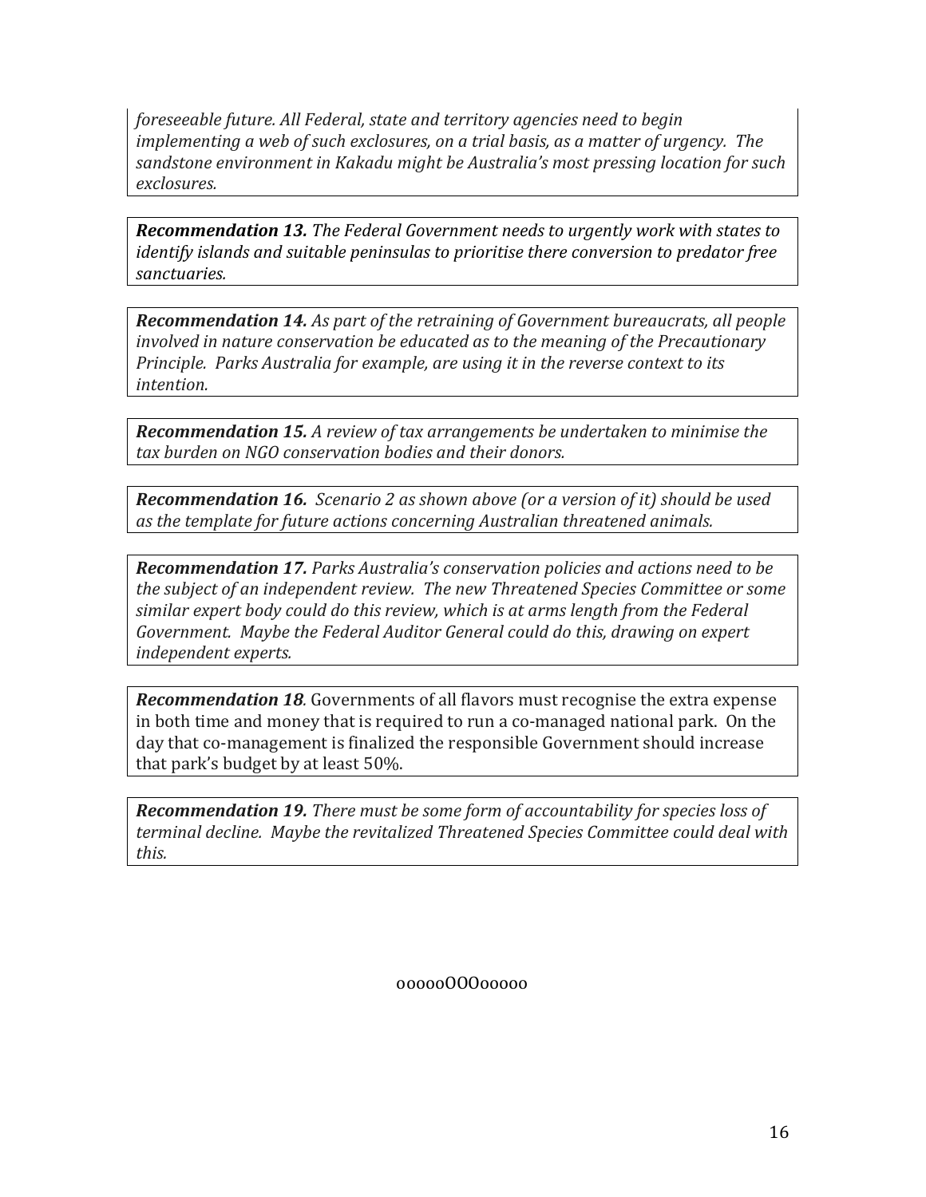*foreseeable future. All Federal, state and territory agencies need to begin implementing a web of such exclosures, on a trial basis, as a matter of urgency. The sandstone environment in Kakadu might be Australia's most pressing location for such exclosures.*

***Recommendation 13.*** *The Federal Government needs to urgently work with states to identify islands and suitable peninsulas to prioritise there conversion to predator free sanctuaries.*

***Recommendation 14.*** *As part of the retraining of Government bureaucrats, all people involved in nature conservation be educated as to the meaning of the Precautionary Principle. Parks Australia for example, are using it in the reverse context to its intention.*

***Recommendation 15.*** *A review of tax arrangements be undertaken to minimise the tax burden on NGO conservation bodies and their donors.*

***Recommendation 16.*** *Scenario 2 as shown above (or a version of it) should be used as the template for future actions concerning Australian threatened animals.*

***Recommendation 17.*** *Parks Australia's conservation policies and actions need to be the subject of an independent review. The new Threatened Species Committee or some similar expert body could do this review, which is at arms length from the Federal Government. Maybe the Federal Auditor General could do this, drawing on expert independent experts.*

***Recommendation 18***. Governments of all flavors must recognise the extra expense in both time and money that is required to run a co-managed national park. On the day that co-management is finalized the responsible Government should increase that park's budget by at least 50%.

***Recommendation 19.*** *There must be some form of accountability for species loss of terminal decline. Maybe the revitalized Threatened Species Committee could deal with this.*

oooooOOOooooo